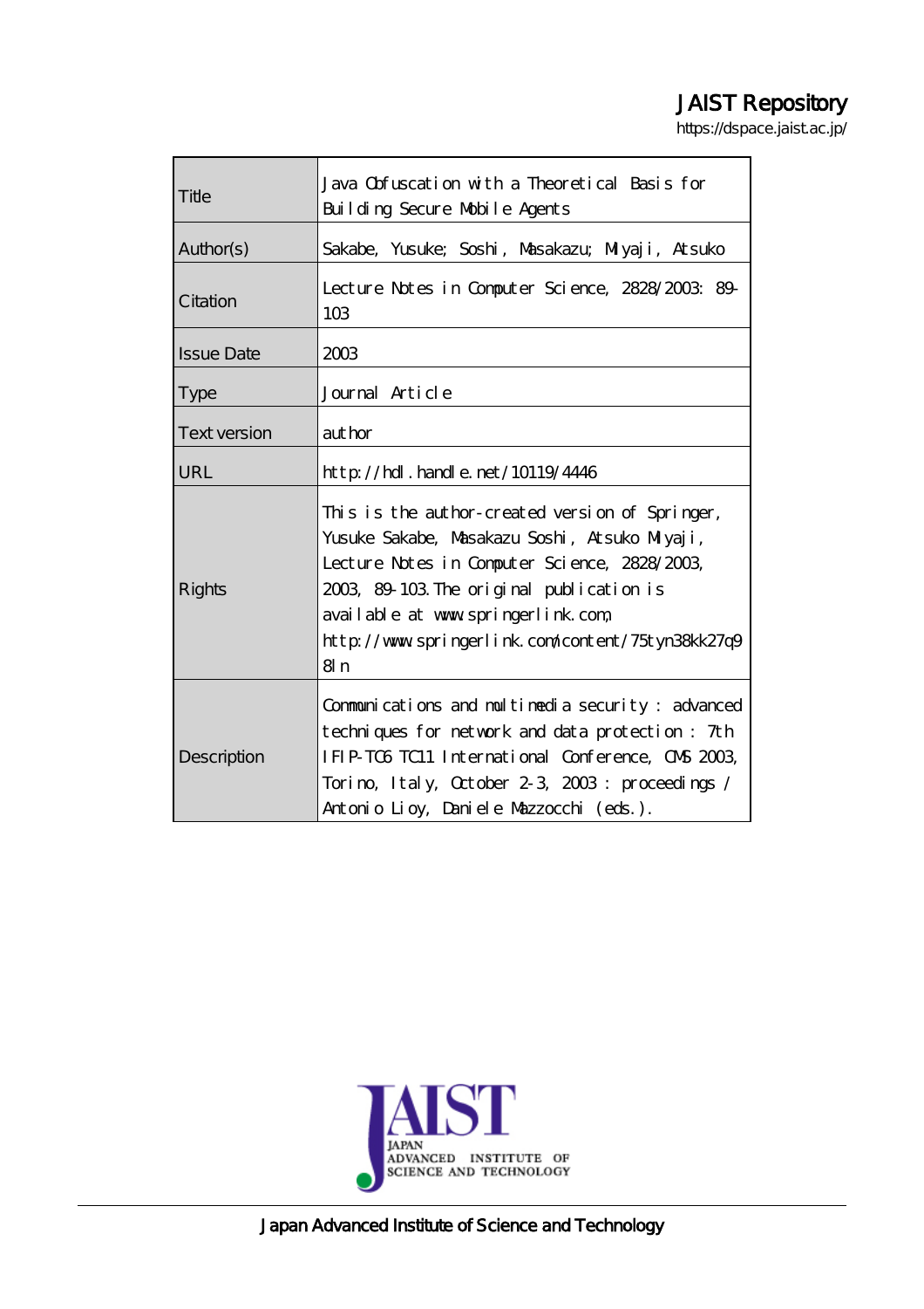JAIST Repository

https://dspace.jaist.ac.jp/

| Title | Java Obfuscation with a Theoretical Basis for Building Secure Mobile Agents |
|---|---|
| Author(s) | Sakabe, Yusuke; Soshi, Masakazu; Miyaji, Atsuko |
| Citation | Lecture Notes in Computer Science, 2828/2003: 89-103 |
| Issue Date | 2003 |
| Type | Journal Article |
| Text version | author |
| URL | http://hdl.handle.net/10119/4446 |
| Rights | This is the author-created version of Springer, Yusuke Sakabe, Masakazu Soshi, Atsuko Miyaji, Lecture Notes in Computer Science, 2828/2003, 2003, 89-103. The original publication is available at www.springerlink.com, http://www.springerlink.com/content/75tyn38kk27q98ln |
| Description | Communications and multimedia security : advanced techniques for network and data protection : 7th IFIP-TC6 TC11 International Conference, CMS 2003, Torino, Italy, October 2-3, 2003 : proceedings / Antonio Lioy, Daniele Mazzocchi (eds.). |

Japan Advanced Institute of Science and Technology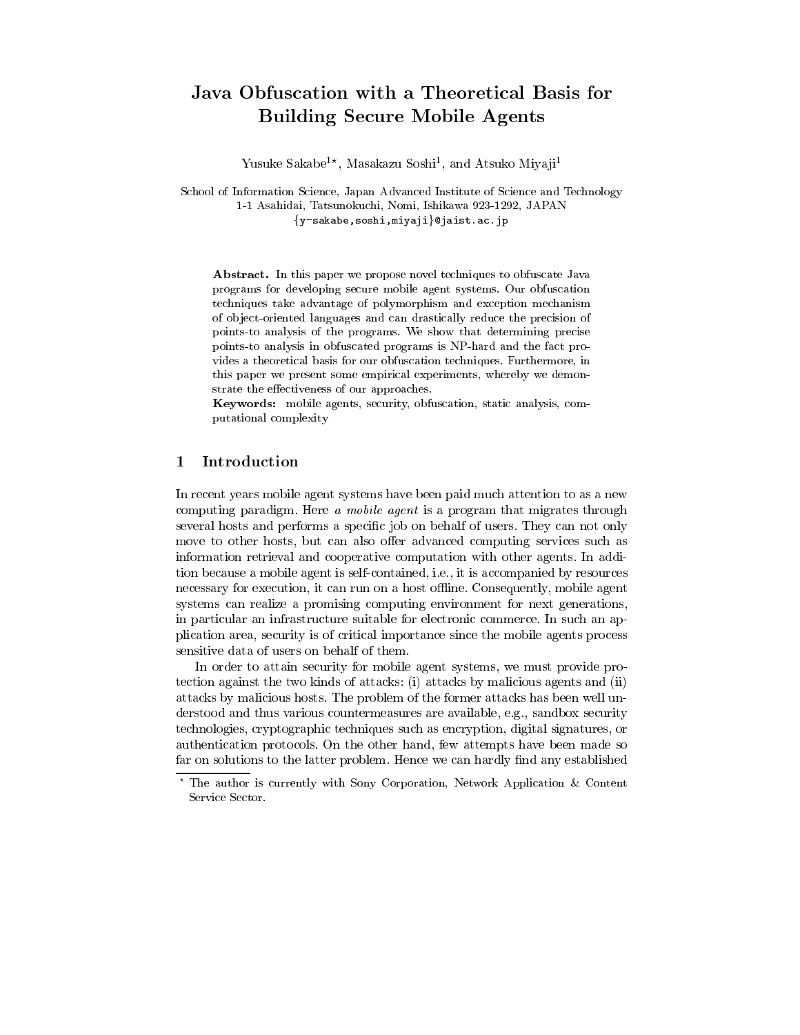# Java Obfuscation with a Theoretical Basis for Building Secure Mobile Agents

Yusuke Sakabe[1*], Masakazu Soshi[1], and Atsuko Miyaji[1]

School of Information Science, Japan Advanced Institute of Science and Technology
1-1 Asahidai, Tatsunokuchi, Nomi, Ishikawa 923-1292, JAPAN
{y-sakabe,soshi,miyaji}@jaist.ac.jp

**Abstract.** In this paper we propose novel techniques to obfuscate Java programs for developing secure mobile agent systems. Our obfuscation techniques take advantage of polymorphism and exception mechanism of object-oriented languages and can drastically reduce the precision of points-to analysis of the programs. We show that determining precise points-to analysis in obfuscated programs is NP-hard and the fact provides a theoretical basis for our obfuscation techniques. Furthermore, in this paper we present some empirical experiments, whereby we demonstrate the effectiveness of our approaches.

**Keywords:** mobile agents, security, obfuscation, static analysis, computational complexity

## 1 Introduction

In recent years mobile agent systems have been paid much attention to as a new computing paradigm. Here *a mobile agent* is a program that migrates through several hosts and performs a specific job on behalf of users. They can not only move to other hosts, but can also offer advanced computing services such as information retrieval and cooperative computation with other agents. In addition because a mobile agent is self-contained, i.e., it is accompanied by resources necessary for execution, it can run on a host offline. Consequently, mobile agent systems can realize a promising computing environment for next generations, in particular an infrastructure suitable for electronic commerce. In such an application area, security is of critical importance since the mobile agents process sensitive data of users on behalf of them.

In order to attain security for mobile agent systems, we must provide protection against the two kinds of attacks: (i) attacks by malicious agents and (ii) attacks by malicious hosts. The problem of the former attacks has been well understood and thus various countermeasures are available, e.g., sandbox security technologies, cryptographic techniques such as encryption, digital signatures, or authentication protocols. On the other hand, few attempts have been made so far on solutions to the latter problem. Hence we can hardly find any established

[*] The author is currently with Sony Corporation, Network Application & Content Service Sector.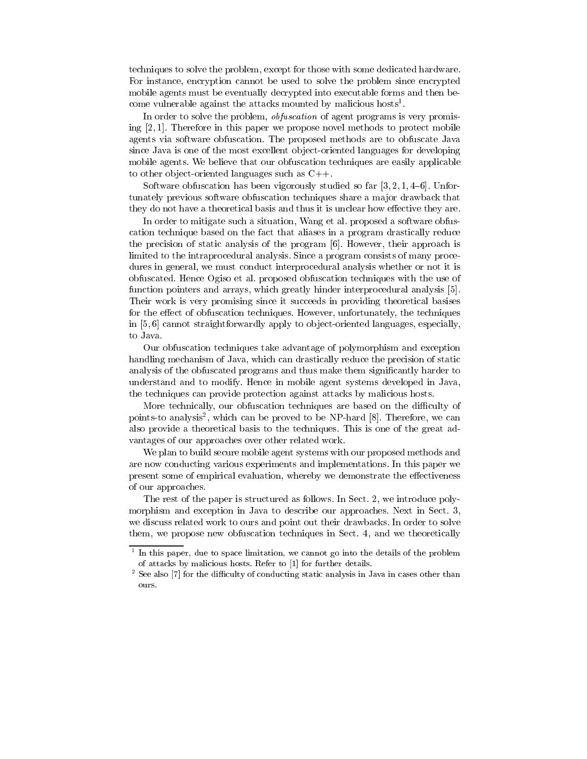techniques to solve the problem, except for those with some dedicated hardware. For instance, encryption cannot be used to solve the problem since encrypted mobile agents must be eventually decrypted into executable forms and then become vulnerable against the attacks mounted by malicious hosts[1].

In order to solve the problem, *obfuscation* of agent programs is very promising [2, 1]. Therefore in this paper we propose novel methods to protect mobile agents via software obfuscation. The proposed methods are to obfuscate Java since Java is one of the most excellent object-oriented languages for developing mobile agents. We believe that our obfuscation techniques are easily applicable to other object-oriented languages such as C++.

Software obfuscation has been vigorously studied so far [3, 2, 1, 4–6]. Unfortunately previous software obfuscation techniques share a major drawback that they do not have a theoretical basis and thus it is unclear how effective they are.

In order to mitigate such a situation, Wang et al. proposed a software obfuscation technique based on the fact that aliases in a program drastically reduce the precision of static analysis of the program [6]. However, their approach is limited to the intraprocedural analysis. Since a program consists of many procedures in general, we must conduct interprocedural analysis whether or not it is obfuscated. Hence Ogiso et al. proposed obfuscation techniques with the use of function pointers and arrays, which greatly hinder interprocedural analysis [5]. Their work is very promising since it succeeds in providing theoretical basises for the effect of obfuscation techniques. However, unfortunately, the techniques in [5, 6] cannot straightforwardly apply to object-oriented languages, especially, to Java.

Our obfuscation techniques take advantage of polymorphism and exception handling mechanism of Java, which can drastically reduce the precision of static analysis of the obfuscated programs and thus make them significantly harder to understand and to modify. Hence in mobile agent systems developed in Java, the techniques can provide protection against attacks by malicious hosts.

More technically, our obfuscation techniques are based on the difficulty of points-to analysis[2], which can be proved to be NP-hard [8]. Therefore, we can also provide a theoretical basis to the techniques. This is one of the great advantages of our approaches over other related work.

We plan to build secure mobile agent systems with our proposed methods and are now conducting various experiments and implementations. In this paper we present some of empirical evaluation, whereby we demonstrate the effectiveness of our approaches.

The rest of the paper is structured as follows. In Sect. 2, we introduce polymorphism and exception in Java to describe our approaches. Next in Sect. 3, we discuss related work to ours and point out their drawbacks. In order to solve them, we propose new obfuscation techniques in Sect. 4, and we theoretically

---

[1] In this paper, due to space limitation, we cannot go into the details of the problem of attacks by malicious hosts. Refer to [1] for further details.

[2] See also [7] for the difficulty of conducting static analysis in Java in cases other than ours.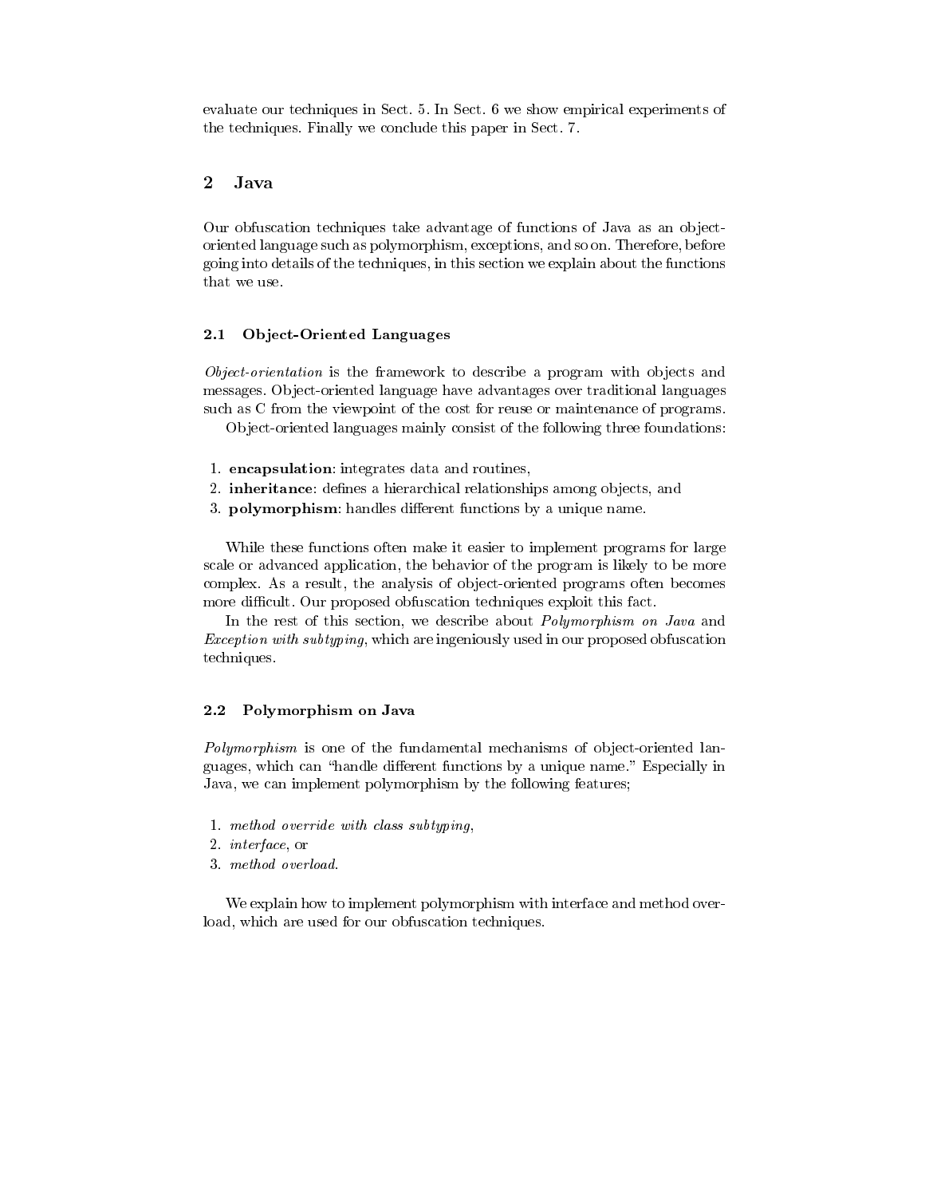evaluate our techniques in Sect. 5. In Sect. 6 we show empirical experiments of the techniques. Finally we conclude this paper in Sect. 7.

## 2 Java

Our obfuscation techniques take advantage of functions of Java as an object-oriented language such as polymorphism, exceptions, and so on. Therefore, before going into details of the techniques, in this section we explain about the functions that we use.

### 2.1 Object-Oriented Languages

*Object-orientation* is the framework to describe a program with objects and messages. Object-oriented language have advantages over traditional languages such as C from the viewpoint of the cost for reuse or maintenance of programs.

Object-oriented languages mainly consist of the following three foundations:

1. **encapsulation**: integrates data and routines,
2. **inheritance**: defines a hierarchical relationships among objects, and
3. **polymorphism**: handles different functions by a unique name.

While these functions often make it easier to implement programs for large scale or advanced application, the behavior of the program is likely to be more complex. As a result, the analysis of object-oriented programs often becomes more difficult. Our proposed obfuscation techniques exploit this fact.

In the rest of this section, we describe about *Polymorphism on Java* and *Exception with subtyping*, which are ingeniously used in our proposed obfuscation techniques.

### 2.2 Polymorphism on Java

*Polymorphism* is one of the fundamental mechanisms of object-oriented languages, which can "handle different functions by a unique name." Especially in Java, we can implement polymorphism by the following features;

1. *method override with class subtyping*,
2. *interface*, or
3. *method overload*.

We explain how to implement polymorphism with interface and method overload, which are used for our obfuscation techniques.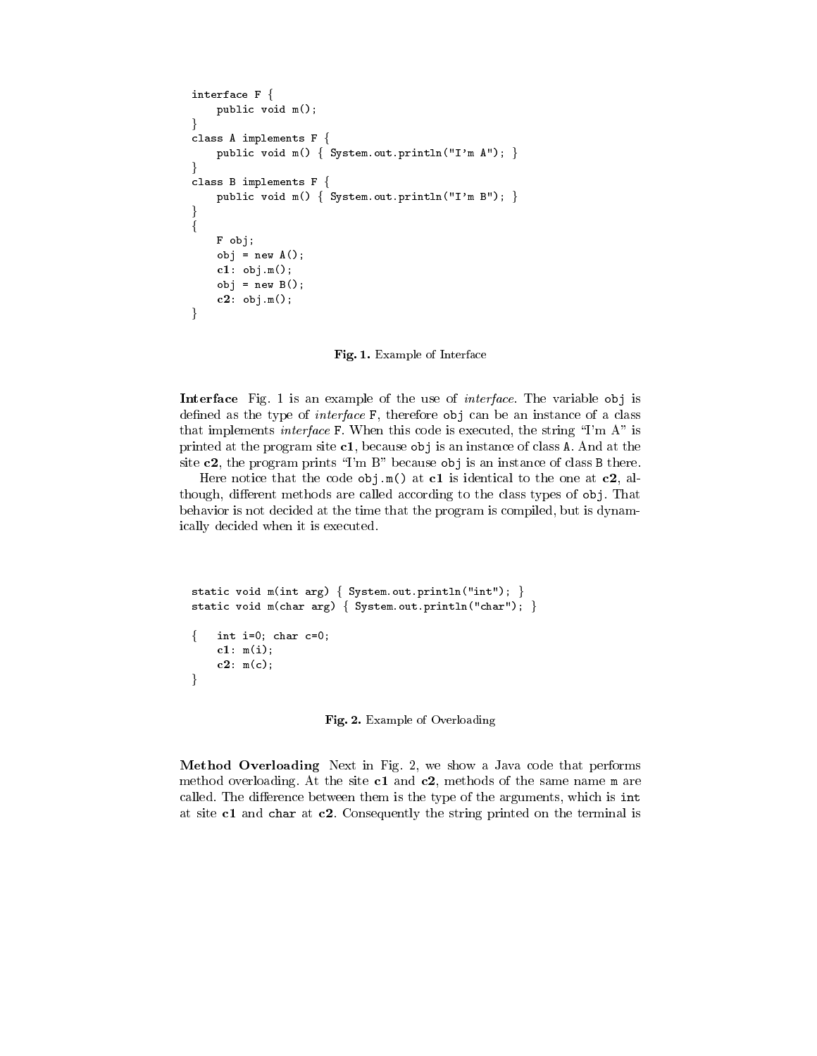```
interface F {
    public void m();
}
class A implements F {
    public void m() { System.out.println("I'm A"); }
}
class B implements F {
    public void m() { System.out.println("I'm B"); }
}
{
    F obj;
    obj = new A();
    c1: obj.m();
    obj = new B();
    c2: obj.m();
}
```

**Fig. 1.** Example of Interface

**Interface** Fig. 1 is an example of the use of *interface*. The variable `obj` is defined as the type of *interface* `F`, therefore `obj` can be an instance of a class that implements *interface* `F`. When this code is executed, the string "I'm A" is printed at the program site **c1**, because `obj` is an instance of class `A`. And at the site **c2**, the program prints "I'm B" because `obj` is an instance of class `B` there.

Here notice that the code `obj.m()` at **c1** is identical to the one at **c2**, although, different methods are called according to the class types of `obj`. That behavior is not decided at the time that the program is compiled, but is dynamically decided when it is executed.

```
static void m(int arg) { System.out.println("int"); }
static void m(char arg) { System.out.println("char"); }

{   int i=0; char c=0;
    c1: m(i);
    c2: m(c);
}
```

**Fig. 2.** Example of Overloading

**Method Overloading** Next in Fig. 2, we show a Java code that performs method overloading. At the site **c1** and **c2**, methods of the same name `m` are called. The difference between them is the type of the arguments, which is `int` at site **c1** and `char` at **c2**. Consequently the string printed on the terminal is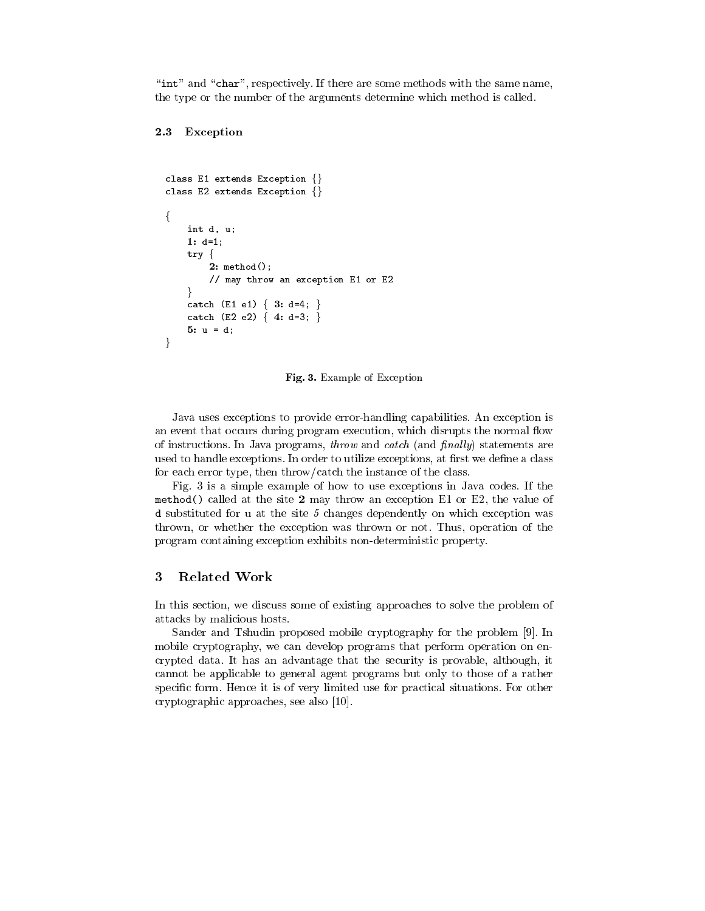"int" and "char", respectively. If there are some methods with the same name, the type or the number of the arguments determine which method is called.

### 2.3 Exception

```
class E1 extends Exception {}
class E2 extends Exception {}

{
    int d, u;
    1: d=1;
    try {
        2: method();
        // may throw an exception E1 or E2
    }
    catch (E1 e1) { 3: d=4; }
    catch (E2 e2) { 4: d=3; }
    5: u = d;
}
```

**Fig. 3.** Example of Exception

Java uses exceptions to provide error-handling capabilities. An exception is an event that occurs during program execution, which disrupts the normal flow of instructions. In Java programs, *throw* and *catch* (and *finally*) statements are used to handle exceptions. In order to utilize exceptions, at first we define a class for each error type, then throw/catch the instance of the class.

Fig. 3 is a simple example of how to use exceptions in Java codes. If the `method()` called at the site **2** may throw an exception E1 or E2, the value of `d` substituted for `u` at the site *5* changes dependently on which exception was thrown, or whether the exception was thrown or not. Thus, operation of the program containing exception exhibits non-deterministic property.

## 3 Related Work

In this section, we discuss some of existing approaches to solve the problem of attacks by malicious hosts.

Sander and Tshudin proposed mobile cryptography for the problem [9]. In mobile cryptography, we can develop programs that perform operation on encrypted data. It has an advantage that the security is provable, although, it cannot be applicable to general agent programs but only to those of a rather specific form. Hence it is of very limited use for practical situations. For other cryptographic approaches, see also [10].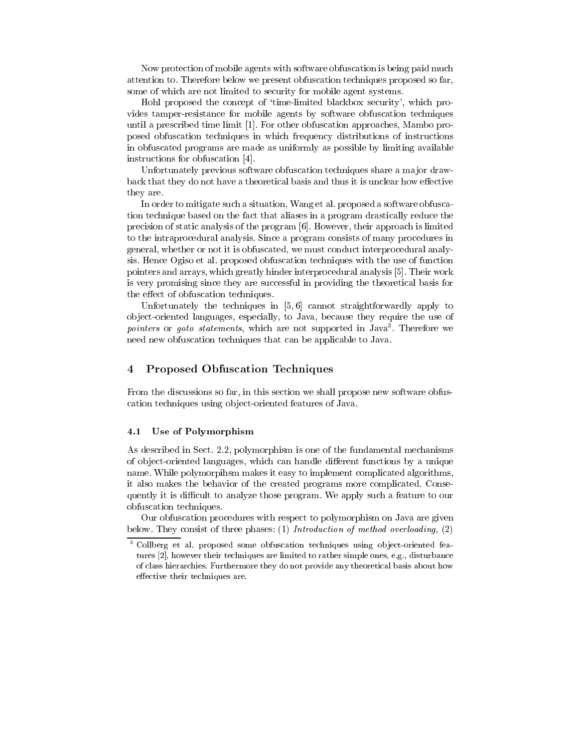Now protection of mobile agents with software obfuscation is being paid much attention to. Therefore below we present obfuscation techniques proposed so far, some of which are not limited to security for mobile agent systems.

Hohl proposed the concept of 'time-limited blackbox security', which provides tamper-resistance for mobile agents by software obfuscation techniques until a prescribed time limit [1]. For other obfuscation approaches, Mambo proposed obfuscation techniques in which frequency distributions of instructions in obfuscated programs are made as uniformly as possible by limiting available instructions for obfuscation [4].

Unfortunately previous software obfuscation techniques share a major drawback that they do not have a theoretical basis and thus it is unclear how effective they are.

In order to mitigate such a situation, Wang et al. proposed a software obfuscation technique based on the fact that aliases in a program drastically reduce the precision of static analysis of the program [6]. However, their approach is limited to the intraprocedural analysis. Since a program consists of many procedures in general, whether or not it is obfuscated, we must conduct interprocedural analysis. Hence Ogiso et al. proposed obfuscation techniques with the use of function pointers and arrays, which greatly hinder interprocedural analysis [5]. Their work is very promising since they are successful in providing the theoretical basis for the effect of obfuscation techniques.

Unfortunately the techniques in [5, 6] cannot straightforwardly apply to object-oriented languages, especially, to Java, because they require the use of *pointers* or *goto statements*, which are not supported in Java[3]. Therefore we need new obfuscation techniques that can be applicable to Java.

## 4 Proposed Obfuscation Techniques

From the discussions so far, in this section we shall propose new software obfuscation techniques using object-oriented features of Java.

### 4.1 Use of Polymorphism

As described in Sect. 2.2, polymorphism is one of the fundamental mechanisms of object-oriented languages, which can handle different functions by a unique name. While polymorpihsm makes it easy to implement complicated algorithms, it also makes the behavior of the created programs more complicated. Consequently it is difficult to analyze those program. We apply such a feature to our obfuscation techniques.

Our obfuscation procedures with respect to polymorphism on Java are given below. They consist of three phases: (1) *Introduction of method overloading*, (2)

[3] Collberg et al. proposed some obfuscation techniques using object-oriented features [2], however their techniques are limited to rather simple ones, e.g., disturbance of class hierarchies. Furthermore they do not provide any theoretical basis about how effective their techniques are.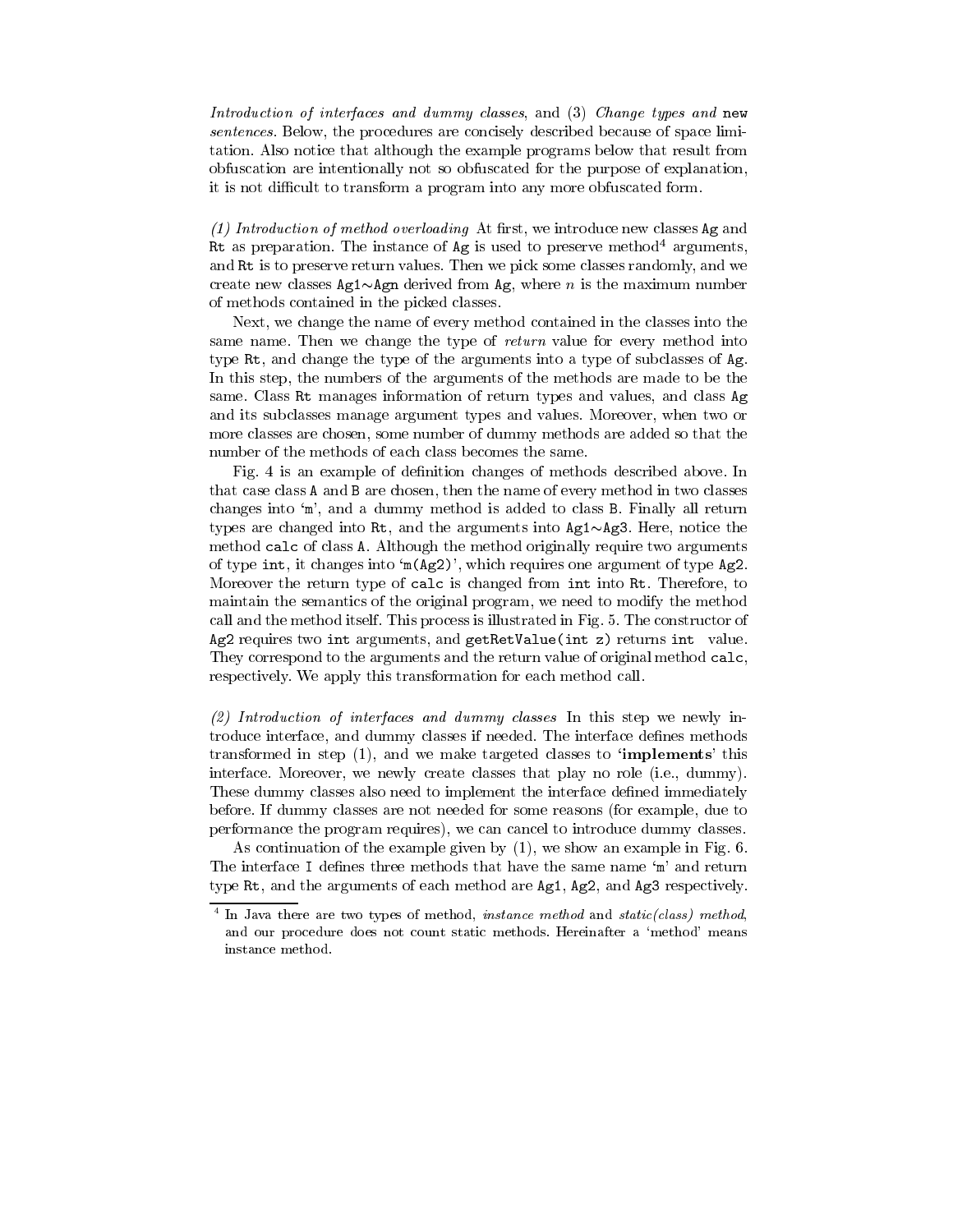*Introduction of interfaces and dummy classes*, and (3) *Change types and* `new` *sentences*. Below, the procedures are concisely described because of space limitation. Also notice that although the example programs below that result from obfuscation are intentionally not so obfuscated for the purpose of explanation, it is not difficult to transform a program into any more obfuscated form.

*(1) Introduction of method overloading* At first, we introduce new classes `Ag` and `Rt` as preparation. The instance of `Ag` is used to preserve method[4] arguments, and `Rt` is to preserve return values. Then we pick some classes randomly, and we create new classes `Ag1`∼`Agn` derived from `Ag`, where $n$ is the maximum number of methods contained in the picked classes.

Next, we change the name of every method contained in the classes into the same name. Then we change the type of *return* value for every method into type `Rt`, and change the type of the arguments into a type of subclasses of `Ag`. In this step, the numbers of the arguments of the methods are made to be the same. Class `Rt` manages information of return types and values, and class `Ag` and its subclasses manage argument types and values. Moreover, when two or more classes are chosen, some number of dummy methods are added so that the number of the methods of each class becomes the same.

Fig. 4 is an example of definition changes of methods described above. In that case class `A` and `B` are chosen, then the name of every method in two classes changes into '`m`', and a dummy method is added to class `B`. Finally all return types are changed into `Rt`, and the arguments into `Ag1`∼`Ag3`. Here, notice the method `calc` of class `A`. Although the method originally require two arguments of type `int`, it changes into '`m(Ag2)`', which requires one argument of type `Ag2`. Moreover the return type of `calc` is changed from `int` into `Rt`. Therefore, to maintain the semantics of the original program, we need to modify the method call and the method itself. This process is illustrated in Fig. 5. The constructor of `Ag2` requires two `int` arguments, and `getRetValue(int z)` returns `int` value. They correspond to the arguments and the return value of original method `calc`, respectively. We apply this transformation for each method call.

*(2) Introduction of interfaces and dummy classes* In this step we newly introduce interface, and dummy classes if needed. The interface defines methods transformed in step (1), and we make targeted classes to '**implements**' this interface. Moreover, we newly create classes that play no role (i.e., dummy). These dummy classes also need to implement the interface defined immediately before. If dummy classes are not needed for some reasons (for example, due to performance the program requires), we can cancel to introduce dummy classes.

As continuation of the example given by (1), we show an example in Fig. 6. The interface `I` defines three methods that have the same name '`m`' and return type `Rt`, and the arguments of each method are `Ag1`, `Ag2`, and `Ag3` respectively.

[4] In Java there are two types of method, *instance method* and *static(class) method*, and our procedure does not count static methods. Hereinafter a 'method' means instance method.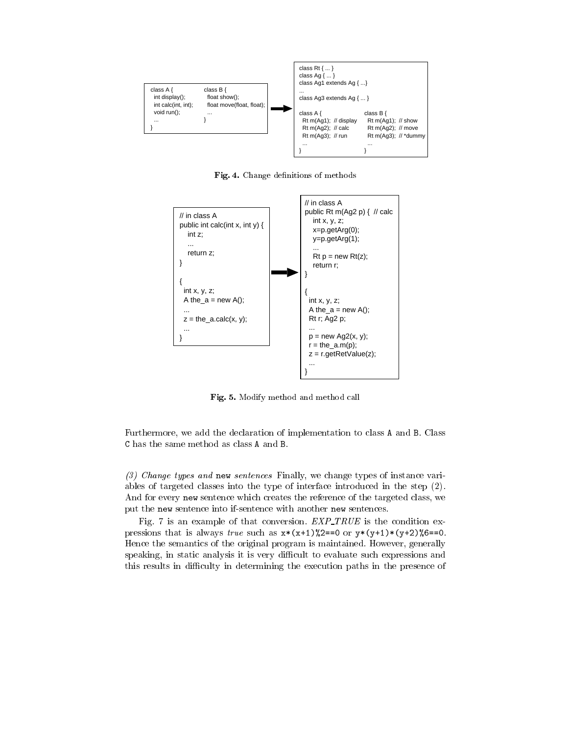```
class A {                  class B {
  int display();             float show();
  int calc(int, int);        float move(float, float);
  void run();                ...
  ...                      }
}
```

→

```
class Rt { ... }
class Ag { ... }
class Ag1 extends Ag { ...}
...
class Ag3 extends Ag { ... }

class A {                        class B {
  Rt m(Ag1);  // display           Rt m(Ag1);  // show
  Rt m(Ag2);  // calc              Rt m(Ag2);  // move
  Rt m(Ag3);  // run               Rt m(Ag3);  // *dummy
  ...                              ...
}                                }
```

**Fig. 4.** Change definitions of methods

```
// in class A
public int calc(int x, int y) {
   int z;
   ...
   return z;
}

{
  int x, y, z;
  A the_a = new A();
  ...
  z = the_a.calc(x, y);
  ...
}
```

→

```
// in class A
public Rt m(Ag2 p) {  // calc
   int x, y, z;
   x=p.getArg(0);
   y=p.getArg(1);
   ...
   Rt p = new Rt(z);
   return r;
}

{
  int x, y, z;
  A the_a = new A();
  Rt r; Ag2 p;
  ...
  p = new Ag2(x, y);
  r = the_a.m(p);
  z = r.getRetValue(z);
  ...
}
```

**Fig. 5.** Modify method and method call

Furthermore, we add the declaration of implementation to class `A` and `B`. Class `C` has the same method as class `A` and `B`.

*(3) Change types and* `new` *sentences* Finally, we change types of instance variables of targeted classes into the type of interface introduced in the step (2). And for every `new` sentence which creates the reference of the targeted class, we put the `new` sentence into if-sentence with another `new` sentences.

Fig. 7 is an example of that conversion. *EXP_TRUE* is the condition expressions that is always *true* such as `x*(x+1)%2==0` or `y*(y+1)*(y+2)%6==0`. Hence the semantics of the original program is maintained. However, generally speaking, in static analysis it is very difficult to evaluate such expressions and this results in difficulty in determining the execution paths in the presence of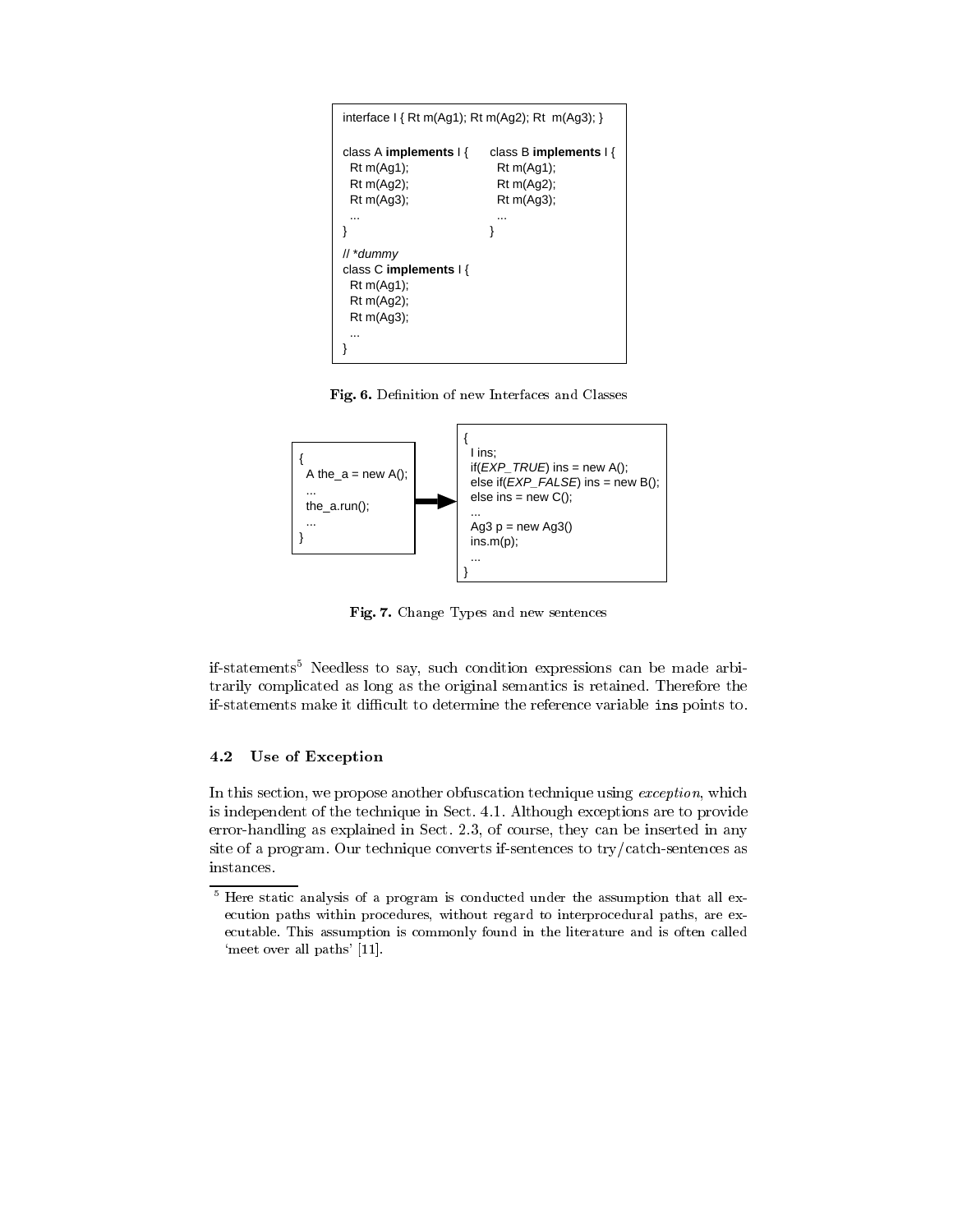```
interface I { Rt m(Ag1); Rt m(Ag2); Rt  m(Ag3); }

class A implements I {        class B implements I {
  Rt m(Ag1);                    Rt m(Ag1);
  Rt m(Ag2);                    Rt m(Ag2);
  Rt m(Ag3);                    Rt m(Ag3);
  ...                           ...
}                             }

// *dummy
class C implements I {
  Rt m(Ag1);
  Rt m(Ag2);
  Rt m(Ag3);
  ...
}
```

**Fig. 6.** Definition of new Interfaces and Classes

```
{
  A the_a = new A();
  ...
  the_a.run();
  ...
}
```

```
{
  I ins;
  if(EXP_TRUE) ins = new A();
  else if(EXP_FALSE) ins = new B();
  else ins = new C();
  ...
  Ag3 p = new Ag3()
  ins.m(p);
  ...
}
```

**Fig. 7.** Change Types and new sentences

if-statements[5] Needless to say, such condition expressions can be made arbitrarily complicated as long as the original semantics is retained. Therefore the if-statements make it difficult to determine the reference variable `ins` points to.

### 4.2 Use of Exception

In this section, we propose another obfuscation technique using *exception*, which is independent of the technique in Sect. 4.1. Although exceptions are to provide error-handling as explained in Sect. 2.3, of course, they can be inserted in any site of a program. Our technique converts if-sentences to try/catch-sentences as instances.

[5] Here static analysis of a program is conducted under the assumption that all execution paths within procedures, without regard to interprocedural paths, are executable. This assumption is commonly found in the literature and is often called 'meet over all paths' [11].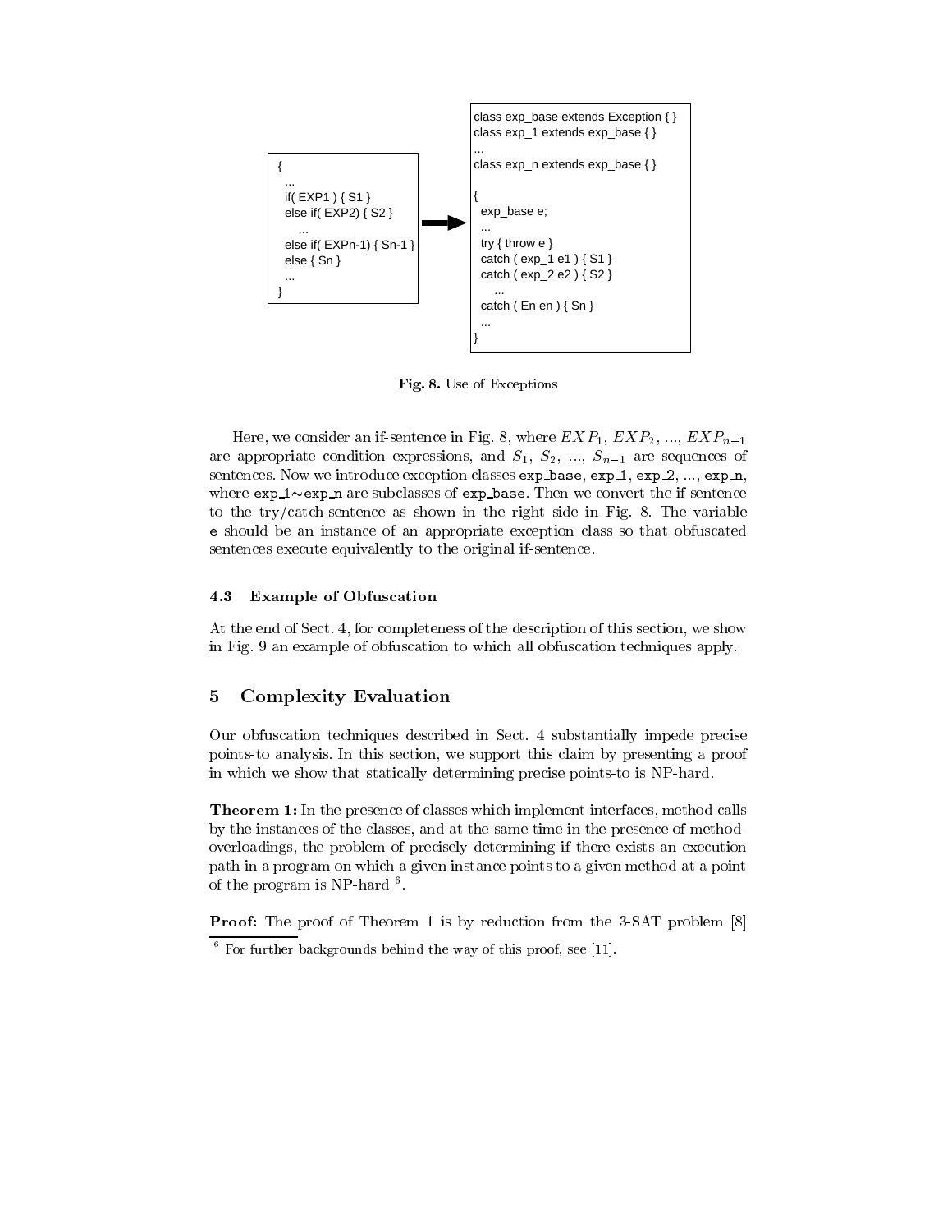```
{
  ...
  if( EXP1 ) { S1 }
  else if( EXP2) { S2 }
     ...
  else if( EXPn-1) { Sn-1 }
  else { Sn }
  ...
}
```

```
class exp_base extends Exception { }
class exp_1 extends exp_base { }
...
class exp_n extends exp_base { }

{
  exp_base e;
  ...
  try { throw e }
  catch ( exp_1 e1 ) { S1 }
  catch ( exp_2 e2 ) { S2 }
     ...
  catch ( En en ) { Sn }
  ...
}
```

**Fig. 8.** Use of Exceptions

Here, we consider an if-sentence in Fig. 8, where $EXP_1$, $EXP_2$, ..., $EXP_{n-1}$ are appropriate condition expressions, and $S_1$, $S_2$, ..., $S_{n-1}$ are sequences of sentences. Now we introduce exception classes `exp_base`, `exp_1`, `exp_2`, ..., `exp_n`, where `exp_1`∼`exp_n` are subclasses of `exp_base`. Then we convert the if-sentence to the try/catch-sentence as shown in the right side in Fig. 8. The variable `e` should be an instance of an appropriate exception class so that obfuscated sentences execute equivalently to the original if-sentence.

### 4.3 Example of Obfuscation

At the end of Sect. 4, for completeness of the description of this section, we show in Fig. 9 an example of obfuscation to which all obfuscation techniques apply.

## 5 Complexity Evaluation

Our obfuscation techniques described in Sect. 4 substantially impede precise points-to analysis. In this section, we support this claim by presenting a proof in which we show that statically determining precise points-to is NP-hard.

**Theorem 1:** In the presence of classes which implement interfaces, method calls by the instances of the classes, and at the same time in the presence of method-overloadings, the problem of precisely determining if there exists an execution path in a program on which a given instance points to a given method at a point of the program is NP-hard [6].

**Proof:** The proof of Theorem 1 is by reduction from the 3-SAT problem [8]

[6] For further backgrounds behind the way of this proof, see [11].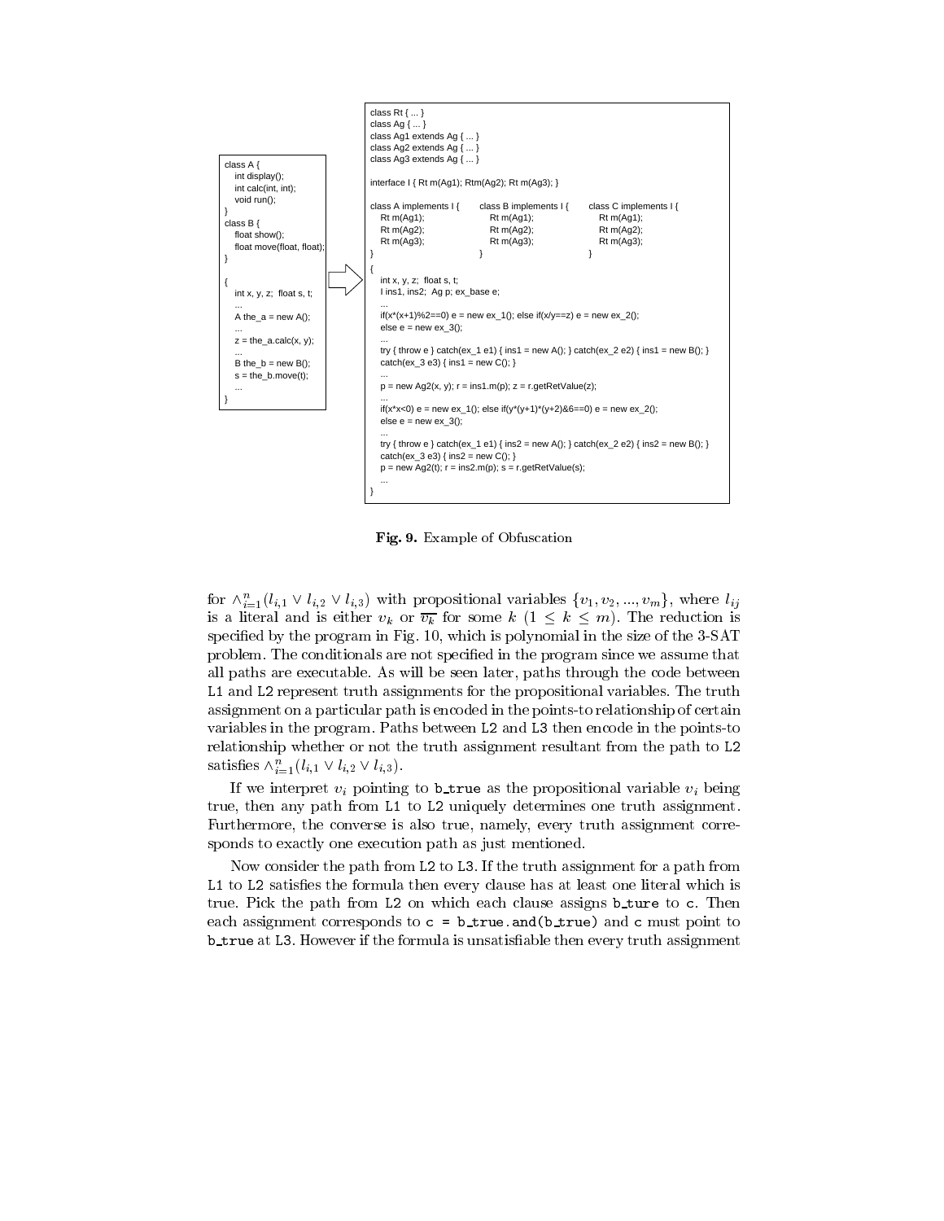```
class A {
   int display();
   int calc(int, int);
   void run();
}
class B {
   float show();
   float move(float, float);
}

{
   int x, y, z;  float s, t;
   ...
   A the_a = new A();
   ...
   z = the_a.calc(x, y);
   ...
   B the_b = new B();
   s = the_b.move(t);
   ...
}
```

```
class Rt { ... }
class Ag { ... }
class Ag1 extends Ag { ... }
class Ag2 extends Ag { ... }
class Ag3 extends Ag { ... }

interface I { Rt m(Ag1); Rtm(Ag2); Rt m(Ag3); }

class A implements I {     class B implements I {     class C implements I {
   Rt m(Ag1);                 Rt m(Ag1);                 Rt m(Ag1);
   Rt m(Ag2);                 Rt m(Ag2);                 Rt m(Ag2);
   Rt m(Ag3);                 Rt m(Ag3);                 Rt m(Ag3);
}                          }                          }
{
   int x, y, z;  float s, t;
   I ins1, ins2;  Ag p; ex_base e;
   ...
   if(x*(x+1)%2==0) e = new ex_1(); else if(x/y==z) e = new ex_2();
   else e = new ex_3();
   ...
   try { throw e } catch(ex_1 e1) { ins1 = new A(); } catch(ex_2 e2) { ins1 = new B(); }
   catch(ex_3 e3) { ins1 = new C(); }
   ...
   p = new Ag2(x, y); r = ins1.m(p); z = r.getRetValue(z);
   ...
   if(x*x<0) e = new ex_1(); else if(y*(y+1)*(y+2)&6==0) e = new ex_2();
   else e = new ex_3();
   ...
   try { throw e } catch(ex_1 e1) { ins2 = new A(); } catch(ex_2 e2) { ins2 = new B(); }
   catch(ex_3 e3) { ins2 = new C(); }
   p = new Ag2(t); r = ins2.m(p); s = r.getRetValue(s);
   ...
}
```

**Fig. 9.** Example of Obfuscation

for $\wedge_{i=1}^{n}(l_{i,1} \vee l_{i,2} \vee l_{i,3})$ with propositional variables $\{v_1, v_2, ..., v_m\}$, where $l_{ij}$ is a literal and is either $v_k$ or $\overline{v_k}$ for some $k$ $(1 \leq k \leq m)$. The reduction is specified by the program in Fig. 10, which is polynomial in the size of the 3-SAT problem. The conditionals are not specified in the program since we assume that all paths are executable. As will be seen later, paths through the code between `L1` and `L2` represent truth assignments for the propositional variables. The truth assignment on a particular path is encoded in the points-to relationship of certain variables in the program. Paths between `L2` and `L3` then encode in the points-to relationship whether or not the truth assignment resultant from the path to `L2` satisfies $\wedge_{i=1}^{n}(l_{i,1} \vee l_{i,2} \vee l_{i,3})$.

If we interpret $v_i$ pointing to `b_true` as the propositional variable $v_i$ being true, then any path from `L1` to `L2` uniquely determines one truth assignment. Furthermore, the converse is also true, namely, every truth assignment corresponds to exactly one execution path as just mentioned.

Now consider the path from `L2` to `L3`. If the truth assignment for a path from `L1` to `L2` satisfies the formula then every clause has at least one literal which is true. Pick the path from `L2` on which each clause assigns `b_ture` to `c`. Then each assignment corresponds to `c = b_true.and(b_true)` and `c` must point to `b_true` at `L3`. However if the formula is unsatisfiable then every truth assignment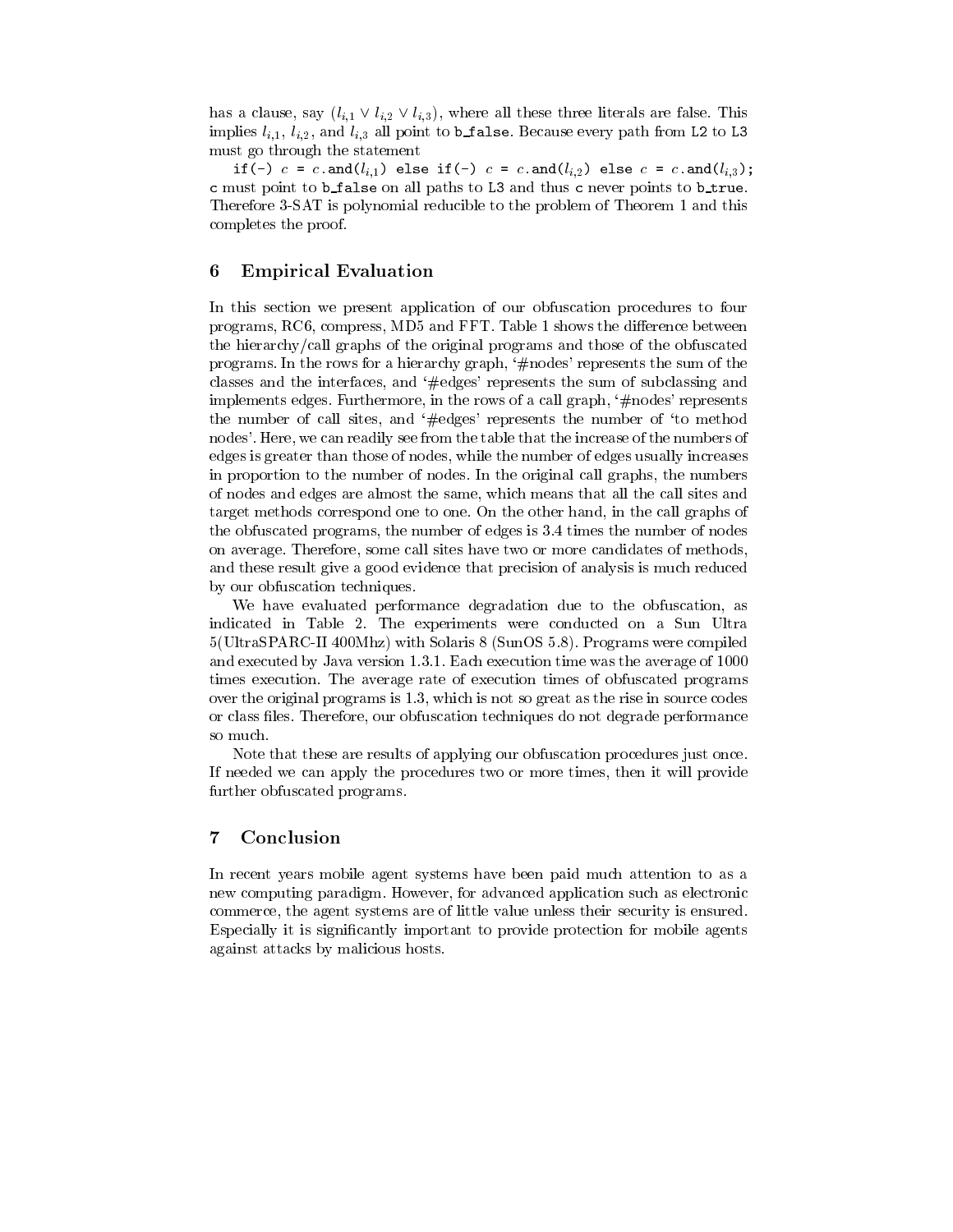has a clause, say $(l_{i,1} \vee l_{i,2} \vee l_{i,3})$, where all these three literals are false. This implies $l_{i,1}$, $l_{i,2}$, and $l_{i,3}$ all point to `b_false`. Because every path from `L2` to `L3` must go through the statement

`if(-)` $c$ `=` $c$`.and(`$l_{i,1}$`) else if(-)` $c$ `=` $c$`.and(`$l_{i,2}$`) else` $c$ `=` $c$`.and(`$l_{i,3}$`);`

`c` must point to `b_false` on all paths to `L3` and thus `c` never points to `b_true`. Therefore 3-SAT is polynomial reducible to the problem of Theorem 1 and this completes the proof.

## 6 Empirical Evaluation

In this section we present application of our obfuscation procedures to four programs, RC6, compress, MD5 and FFT. Table 1 shows the difference between the hierarchy/call graphs of the original programs and those of the obfuscated programs. In the rows for a hierarchy graph, '#nodes' represents the sum of the classes and the interfaces, and '#edges' represents the sum of subclassing and implements edges. Furthermore, in the rows of a call graph, '#nodes' represents the number of call sites, and '#edges' represents the number of 'to method nodes'. Here, we can readily see from the table that the increase of the numbers of edges is greater than those of nodes, while the number of edges usually increases in proportion to the number of nodes. In the original call graphs, the numbers of nodes and edges are almost the same, which means that all the call sites and target methods correspond one to one. On the other hand, in the call graphs of the obfuscated programs, the number of edges is 3.4 times the number of nodes on average. Therefore, some call sites have two or more candidates of methods, and these result give a good evidence that precision of analysis is much reduced by our obfuscation techniques.

We have evaluated performance degradation due to the obfuscation, as indicated in Table 2. The experiments were conducted on a Sun Ultra 5(UltraSPARC-II 400Mhz) with Solaris 8 (SunOS 5.8). Programs were compiled and executed by Java version 1.3.1. Each execution time was the average of 1000 times execution. The average rate of execution times of obfuscated programs over the original programs is 1.3, which is not so great as the rise in source codes or class files. Therefore, our obfuscation techniques do not degrade performance so much.

Note that these are results of applying our obfuscation procedures just once. If needed we can apply the procedures two or more times, then it will provide further obfuscated programs.

## 7 Conclusion

In recent years mobile agent systems have been paid much attention to as a new computing paradigm. However, for advanced application such as electronic commerce, the agent systems are of little value unless their security is ensured. Especially it is significantly important to provide protection for mobile agents against attacks by malicious hosts.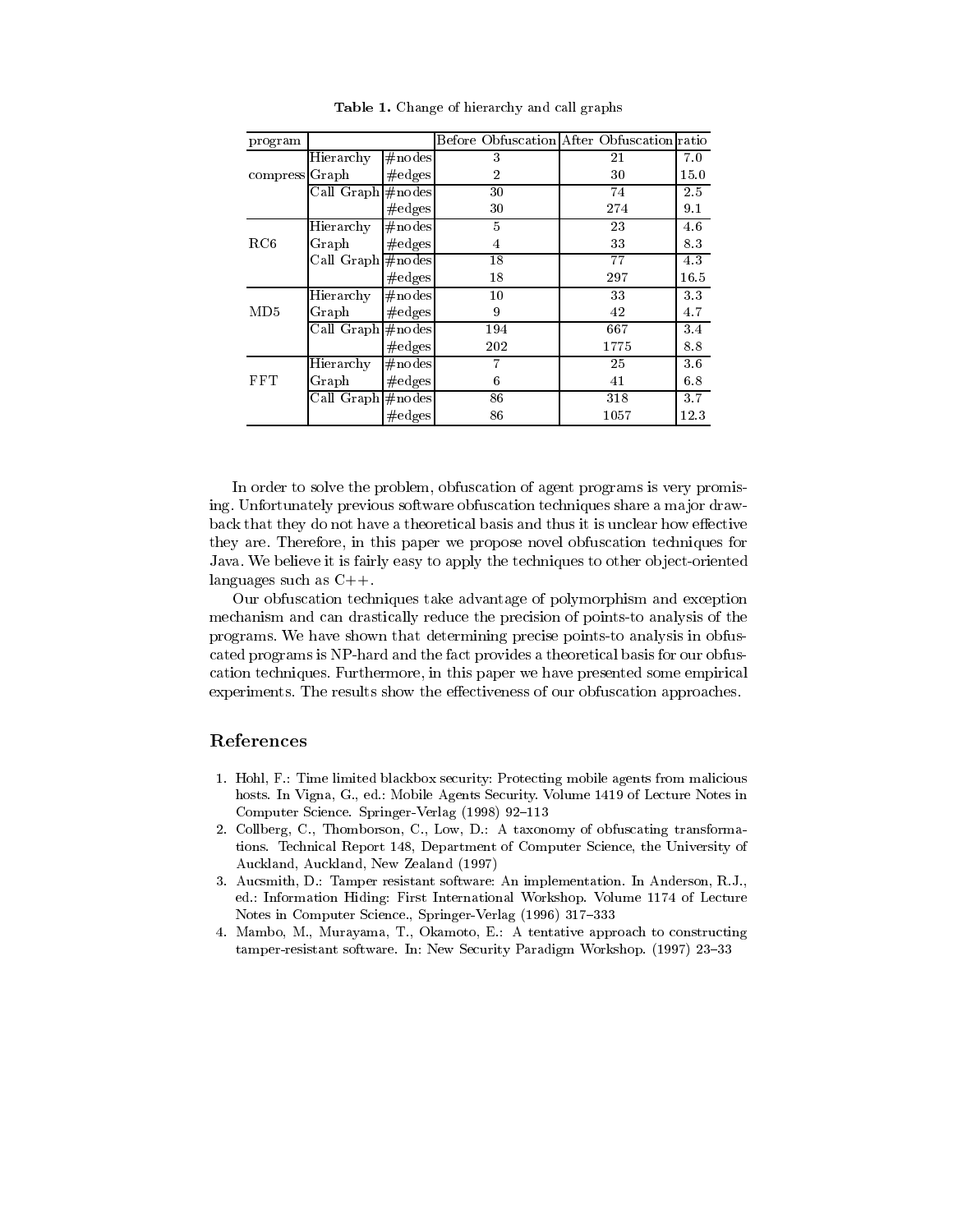**Table 1.** Change of hierarchy and call graphs

| program | | | Before Obfuscation | After Obfuscation | ratio |
|---|---|---|---|---|---|
| compress | Hierarchy Graph | #nodes | 3 | 21 | 7.0 |
| | | #edges | 2 | 30 | 15.0 |
| | Call Graph | #nodes | 30 | 74 | 2.5 |
| | | #edges | 30 | 274 | 9.1 |
| RC6 | Hierarchy Graph | #nodes | 5 | 23 | 4.6 |
| | | #edges | 4 | 33 | 8.3 |
| | Call Graph | #nodes | 18 | 77 | 4.3 |
| | | #edges | 18 | 297 | 16.5 |
| MD5 | Hierarchy Graph | #nodes | 10 | 33 | 3.3 |
| | | #edges | 9 | 42 | 4.7 |
| | Call Graph | #nodes | 194 | 667 | 3.4 |
| | | #edges | 202 | 1775 | 8.8 |
| FFT | Hierarchy Graph | #nodes | 7 | 25 | 3.6 |
| | | #edges | 6 | 41 | 6.8 |
| | Call Graph | #nodes | 86 | 318 | 3.7 |
| | | #edges | 86 | 1057 | 12.3 |

In order to solve the problem, obfuscation of agent programs is very promising. Unfortunately previous software obfuscation techniques share a major drawback that they do not have a theoretical basis and thus it is unclear how effective they are. Therefore, in this paper we propose novel obfuscation techniques for Java. We believe it is fairly easy to apply the techniques to other object-oriented languages such as C++.

Our obfuscation techniques take advantage of polymorphism and exception mechanism and can drastically reduce the precision of points-to analysis of the programs. We have shown that determining precise points-to analysis in obfuscated programs is NP-hard and the fact provides a theoretical basis for our obfuscation techniques. Furthermore, in this paper we have presented some empirical experiments. The results show the effectiveness of our obfuscation approaches.

## References

1. Hohl, F.: Time limited blackbox security: Protecting mobile agents from malicious hosts. In Vigna, G., ed.: Mobile Agents Security. Volume 1419 of Lecture Notes in Computer Science. Springer-Verlag (1998) 92–113
2. Collberg, C., Thomborson, C., Low, D.: A taxonomy of obfuscating transformations. Technical Report 148, Department of Computer Science, the University of Auckland, Auckland, New Zealand (1997)
3. Aucsmith, D.: Tamper resistant software: An implementation. In Anderson, R.J., ed.: Information Hiding: First International Workshop. Volume 1174 of Lecture Notes in Computer Science., Springer-Verlag (1996) 317–333
4. Mambo, M., Murayama, T., Okamoto, E.: A tentative approach to constructing tamper-resistant software. In: New Security Paradigm Workshop. (1997) 23–33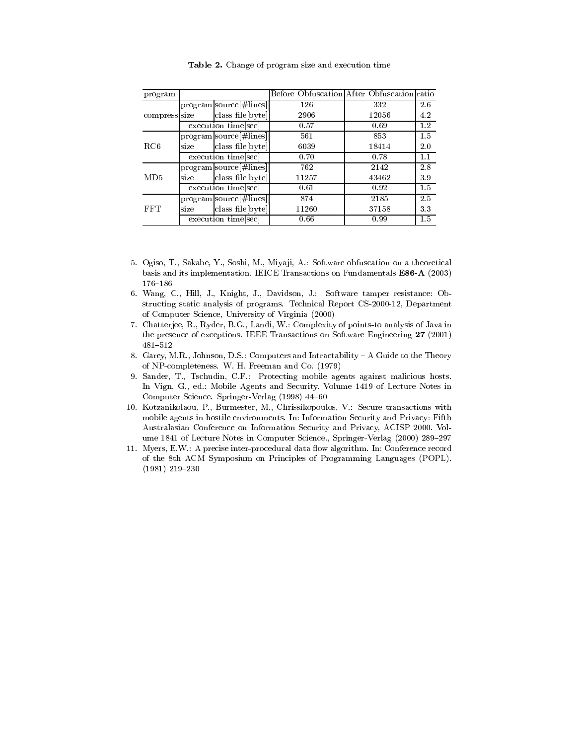**Table 2.** Change of program size and execution time

| program | | | Before Obfuscation | After Obfuscation | ratio |
|---|---|---|---|---|---|
| compress | program size | source[#lines] | 126 | 332 | 2.6 |
| | | class file[byte] | 2906 | 12056 | 4.2 |
| | execution time[sec] | | 0.57 | 0.69 | 1.2 |
| RC6 | program size | source[#lines] | 561 | 853 | 1.5 |
| | | class file[byte] | 6039 | 18414 | 2.0 |
| | execution time[sec] | | 0.70 | 0.78 | 1.1 |
| MD5 | program size | source[#lines] | 762 | 2142 | 2.8 |
| | | class file[byte] | 11257 | 43462 | 3.9 |
| | execution time[sec] | | 0.61 | 0.92 | 1.5 |
| FFT | program size | source[#lines] | 874 | 2185 | 2.5 |
| | | class file[byte] | 11260 | 37158 | 3.3 |
| | execution time[sec] | | 0.66 | 0.99 | 1.5 |

5. Ogiso, T., Sakabe, Y., Soshi, M., Miyaji, A.: Software obfuscation on a theoretical basis and its implementation. IEICE Transactions on Fundamentals **E86-A** (2003) 176–186
6. Wang, C., Hill, J., Knight, J., Davidson, J.: Software tamper resistance: Obstructing static analysis of programs. Technical Report CS-2000-12, Department of Computer Science, University of Virginia (2000)
7. Chatterjee, R., Ryder, B.G., Landi, W.: Complexity of points-to analysis of Java in the presence of exceptions. IEEE Transactions on Software Engineering **27** (2001) 481–512
8. Garey, M.R., Johnson, D.S.: Computers and Intractability – A Guide to the Theory of NP-completeness. W. H. Freeman and Co. (1979)
9. Sander, T., Tschudin, C.F.: Protecting mobile agents against malicious hosts. In Vign, G., ed.: Mobile Agents and Security. Volume 1419 of Lecture Notes in Computer Science. Springer-Verlag (1998) 44–60
10. Kotzanikolaou, P., Burmester, M., Chrissikopoulos, V.: Secure transactions with mobile agents in hostile environments. In: Information Security and Privacy: Fifth Australasian Conference on Information Security and Privacy, ACISP 2000. Volume 1841 of Lecture Notes in Computer Science., Springer-Verlag (2000) 289–297
11. Myers, E.W.: A precise inter-procedural data flow algorithm. In: Conference record of the 8th ACM Symposium on Principles of Programming Languages (POPL). (1981) 219–230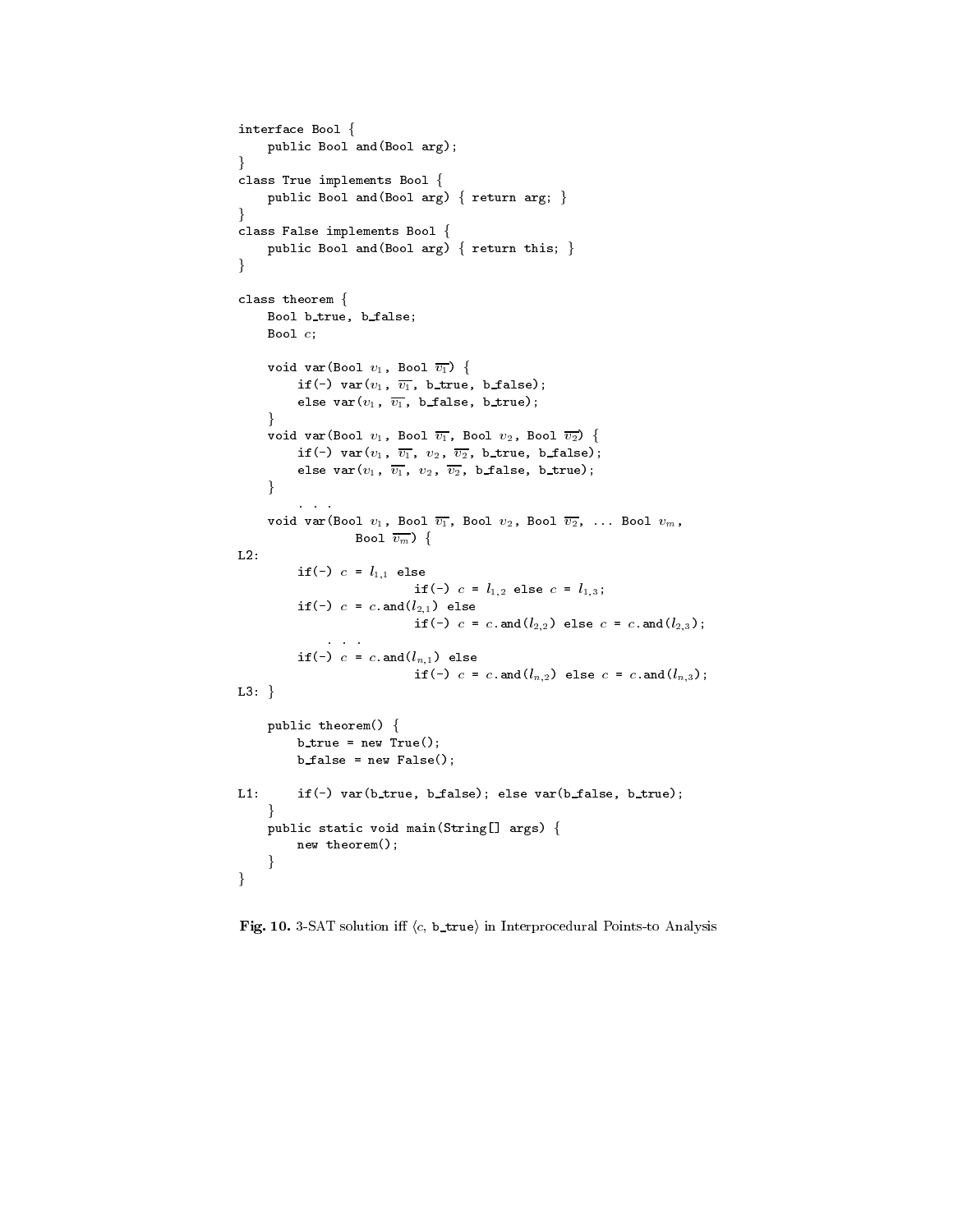```
interface Bool {
    public Bool and(Bool arg);
}
class True implements Bool {
    public Bool and(Bool arg) { return arg; }
}
class False implements Bool {
    public Bool and(Bool arg) { return this; }
}

class theorem {
    Bool b_true, b_false;
    Bool c;

    void var(Bool v1, Bool v1̄) {
        if(-) var(v1, v1̄, b_true, b_false);
        else var(v1, v1̄, b_false, b_true);
    }
    void var(Bool v1, Bool v1̄, Bool v2, Bool v2̄) {
        if(-) var(v1, v1̄, v2, v2̄, b_true, b_false);
        else var(v1, v1̄, v2, v2̄, b_false, b_true);
    }
        . . .
    void var(Bool v1, Bool v1̄, Bool v2, Bool v2̄, ... Bool vm,
                Bool vm̄) {
L2:
        if(-) c = l1,1 else
                        if(-) c = l1,2 else c = l1,3;
        if(-) c = c.and(l2,1) else
                        if(-) c = c.and(l2,2) else c = c.and(l2,3);
            . . .
        if(-) c = c.and(ln,1) else
                        if(-) c = c.and(ln,2) else c = c.and(ln,3);
L3: }

    public theorem() {
        b_true = new True();
        b_false = new False();

L1:     if(-) var(b_true, b_false); else var(b_false, b_true);
    }
    public static void main(String[] args) {
        new theorem();
    }
}
```

**Fig. 10.** 3-SAT solution iff $\langle c, \texttt{b\_true} \rangle$ in Interprocedural Points-to Analysis